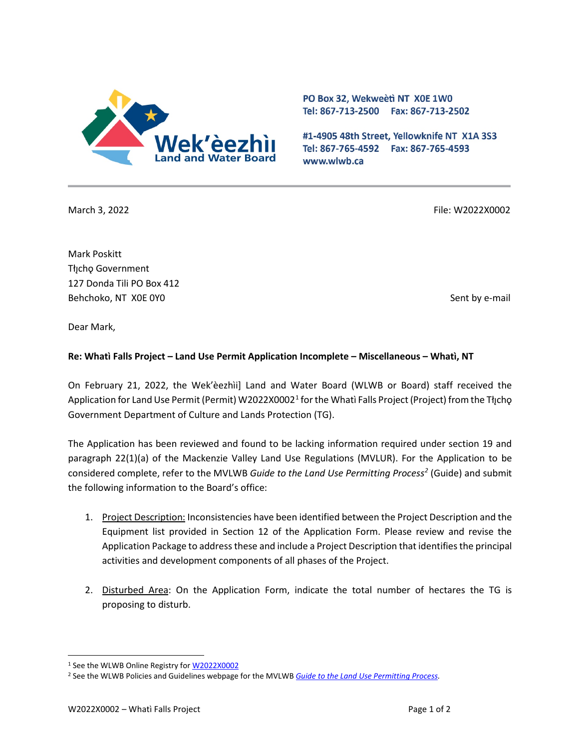Wek'èezhìı Land and Water Board

PO Box 32, Wekweètì NT X0E 1W0
Tel: 867-713-2500 Fax: 867-713-2502

#1-4905 48th Street, Yellowknife NT X1A 3S3
Tel: 867-765-4592 Fax: 867-765-4593
www.wlwb.ca

March 3, 2022

File: W2022X0002

Mark Poskitt
Tłı̨chǫ Government
127 Donda Tili PO Box 412
Behchoko, NT X0E 0Y0

Sent by e-mail

Dear Mark,

**Re: Whatì Falls Project – Land Use Permit Application Incomplete – Miscellaneous – Whatì, NT**

On February 21, 2022, the Wek'èezhìi] Land and Water Board (WLWB or Board) staff received the Application for Land Use Permit (Permit) W2022X0002[1] for the Whatì Falls Project (Project) from the Tłı̨chǫ Government Department of Culture and Lands Protection (TG).

The Application has been reviewed and found to be lacking information required under section 19 and paragraph 22(1)(a) of the Mackenzie Valley Land Use Regulations (MVLUR). For the Application to be considered complete, refer to the MVLWB *Guide to the Land Use Permitting Process*[2] (Guide) and submit the following information to the Board's office:

1. Project Description: Inconsistencies have been identified between the Project Description and the Equipment list provided in Section 12 of the Application Form. Please review and revise the Application Package to address these and include a Project Description that identifies the principal activities and development components of all phases of the Project.

2. Disturbed Area: On the Application Form, indicate the total number of hectares the TG is proposing to disturb.

[1] See the WLWB Online Registry for W2022X0002

[2] See the WLWB Policies and Guidelines webpage for the MVLWB *Guide to the Land Use Permitting Process*.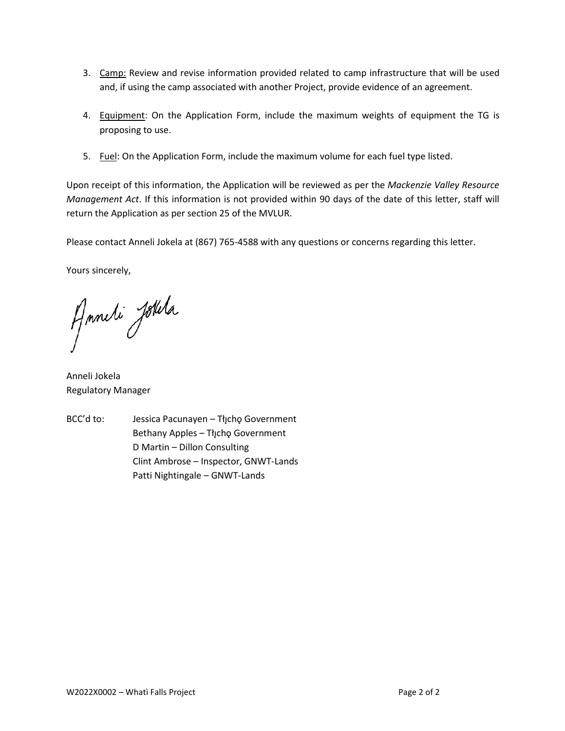3. <u>Camp:</u> Review and revise information provided related to camp infrastructure that will be used and, if using the camp associated with another Project, provide evidence of an agreement.

4. <u>Equipment</u>: On the Application Form, include the maximum weights of equipment the TG is proposing to use.

5. <u>Fuel</u>: On the Application Form, include the maximum volume for each fuel type listed.

Upon receipt of this information, the Application will be reviewed as per the *Mackenzie Valley Resource Management Act*. If this information is not provided within 90 days of the date of this letter, staff will return the Application as per section 25 of the MVLUR.

Please contact Anneli Jokela at (867) 765-4588 with any questions or concerns regarding this letter.

Yours sincerely,

Anneli Jokela

Anneli Jokela
Regulatory Manager

BCC'd to: Jessica Pacunayen – Tłı̨chǫ Government
Bethany Apples – Tłı̨chǫ Government
D Martin – Dillon Consulting
Clint Ambrose – Inspector, GNWT-Lands
Patti Nightingale – GNWT-Lands